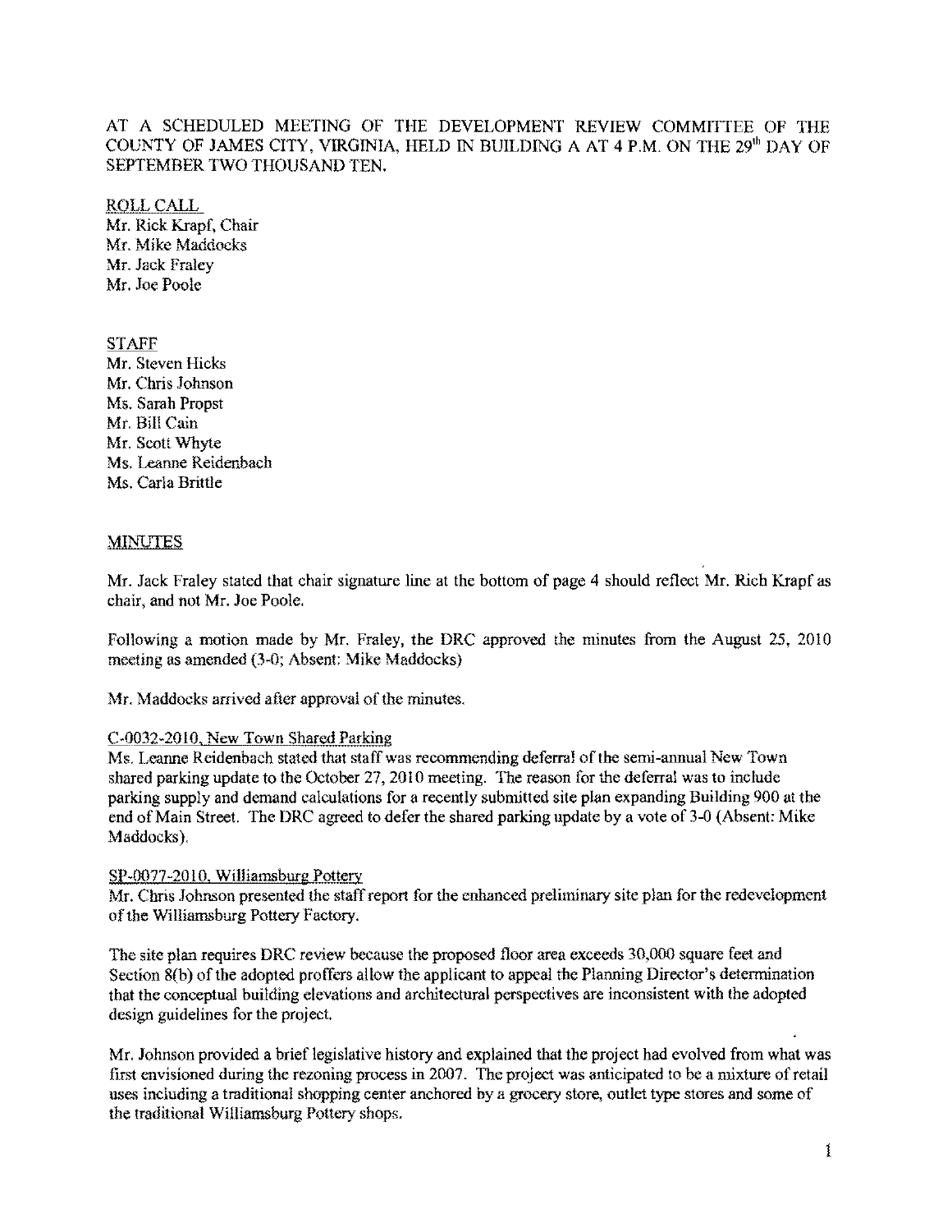AT A SCHEDULED MEETING OF THE DEVELOPMENT REVIEW COMMITTEE OF THE COUNTY OF JAMES CITY, VIRGINIA, HELD IN BUILDING A AT 4 P.M. ON THE 29th DAY OF SEPTEMBER TWO THOUSAND TEN.

ROLL CALL
Mr. Rick Krapf, Chair
Mr. Mike Maddocks
Mr. Jack Fraley
Mr. Joe Poole

STAFF
Mr. Steven Hicks
Mr. Chris Johnson
Ms. Sarah Propst
Mr. Bill Cain
Mr. Scott Whyte
Ms. Leanne Reidenbach
Ms. Carla Brittle

MINUTES

Mr. Jack Fraley stated that chair signature line at the bottom of page 4 should reflect Mr. Rich Krapf as chair, and not Mr. Joe Poole.

Following a motion made by Mr. Fraley, the DRC approved the minutes from the August 25, 2010 meeting as amended (3-0; Absent: Mike Maddocks)

Mr. Maddocks arrived after approval of the minutes.

C-0032-2010, New Town Shared Parking
Ms. Leanne Reidenbach stated that staff was recommending deferral of the semi-annual New Town shared parking update to the October 27, 2010 meeting. The reason for the deferral was to include parking supply and demand calculations for a recently submitted site plan expanding Building 900 at the end of Main Street. The DRC agreed to defer the shared parking update by a vote of 3-0 (Absent: Mike Maddocks).

SP-0077-2010, Williamsburg Pottery
Mr. Chris Johnson presented the staff report for the enhanced preliminary site plan for the redevelopment of the Williamsburg Pottery Factory.

The site plan requires DRC review because the proposed floor area exceeds 30,000 square feet and Section 8(b) of the adopted proffers allow the applicant to appeal the Planning Director's determination that the conceptual building elevations and architectural perspectives are inconsistent with the adopted design guidelines for the project.

Mr. Johnson provided a brief legislative history and explained that the project had evolved from what was first envisioned during the rezoning process in 2007. The project was anticipated to be a mixture of retail uses including a traditional shopping center anchored by a grocery store, outlet type stores and some of the traditional Williamsburg Pottery shops.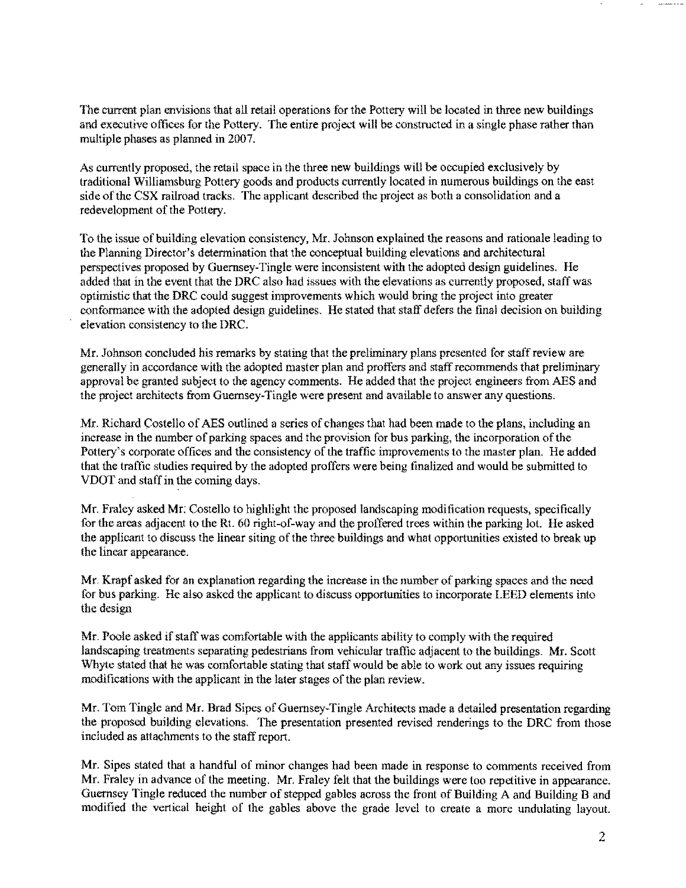The current plan envisions that all retail operations for the Pottery will be located in three new buildings and executive offices for the Pottery. The entire project will be constructed in a single phase rather than multiple phases as planned in 2007.

As currently proposed, the retail space in the three new buildings will be occupied exclusively by traditional Williamsburg Pottery goods and products currently located in numerous buildings on the east side of the CSX railroad tracks. The applicant described the project as both a consolidation and a redevelopment of the Pottery.

To the issue of building elevation consistency, Mr. Johnson explained the reasons and rationale leading to the Planning Director's determination that the conceptual building elevations and architectural perspectives proposed by Guernsey-Tingle were inconsistent with the adopted design guidelines. He added that in the event that the DRC also had issues with the elevations as currently proposed, staff was optimistic that the DRC could suggest improvements which would bring the project into greater conformance with the adopted design guidelines. He stated that staff defers the final decision on building elevation consistency to the DRC.

Mr. Johnson concluded his remarks by stating that the preliminary plans presented for staff review are generally in accordance with the adopted master plan and proffers and staff recommends that preliminary approval be granted subject to the agency comments. He added that the project engineers from AES and the project architects from Guernsey-Tingle were present and available to answer any questions.

Mr. Richard Costello of AES outlined a series of changes that had been made to the plans, including an increase in the number of parking spaces and the provision for bus parking, the incorporation of the Pottery's corporate offices and the consistency of the traffic improvements to the master plan. He added that the traffic studies required by the adopted proffers were being finalized and would be submitted to VDOT and staff in the coming days.

Mr. Fraley asked Mr. Costello to highlight the proposed landscaping modification requests, specifically for the areas adjacent to the Rt. 60 right-of-way and the proffered trees within the parking lot. He asked the applicant to discuss the linear siting of the three buildings and what opportunities existed to break up the linear appearance.

Mr. Krapf asked for an explanation regarding the increase in the number of parking spaces and the need for bus parking. He also asked the applicant to discuss opportunities to incorporate LEED elements into the design

Mr. Poole asked if staff was comfortable with the applicants ability to comply with the required landscaping treatments separating pedestrians from vehicular traffic adjacent to the buildings. Mr. Scott Whyte stated that he was comfortable stating that staff would be able to work out any issues requiring modifications with the applicant in the later stages of the plan review.

Mr. Tom Tingle and Mr. Brad Sipes of Guernsey-Tingle Architects made a detailed presentation regarding the proposed building elevations. The presentation presented revised renderings to the DRC from those included as attachments to the staff report.

Mr. Sipes stated that a handful of minor changes had been made in response to comments received from Mr. Fraley in advance of the meeting. Mr. Fraley felt that the buildings were too repetitive in appearance. Guernsey Tingle reduced the number of stepped gables across the front of Building A and Building B and modified the vertical height of the gables above the grade level to create a more undulating layout.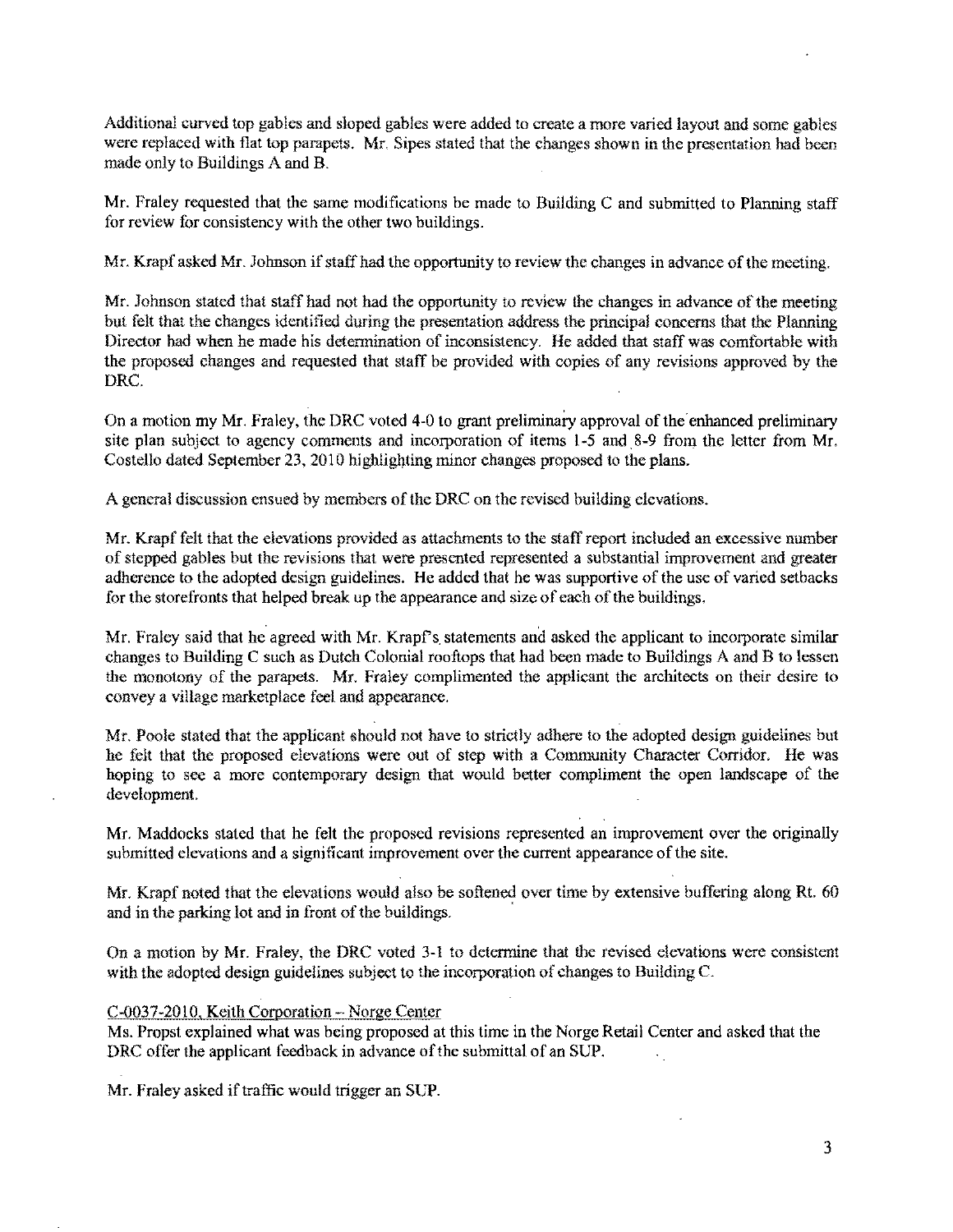Additional curved top gables and sloped gables were added to create a more varied layout and some gables were replaced with flat top parapets. Mr. Sipes stated that the changes shown in the presentation had been made only to Buildings A and B.

Mr. Fraley requested that the same modifications be made to Building C and submitted to Planning staff for review for consistency with the other two buildings.

Mr. Krapf asked Mr. Johnson if staff had the opportunity to review the changes in advance of the meeting.

Mr. Johnson stated that staff had not had the opportunity to review the changes in advance of the meeting but felt that the changes identified during the presentation address the principal concerns that the Planning Director had when he made his determination of inconsistency. He added that staff was comfortable with the proposed changes and requested that staff be provided with copies of any revisions approved by the DRC.

On a motion my Mr. Fraley, the DRC voted 4-0 to grant preliminary approval of the enhanced preliminary site plan subject to agency comments and incorporation of items 1-5 and 8-9 from the letter from Mr. Costello dated September 23, 2010 highlighting minor changes proposed to the plans.

A general discussion ensued by members of the DRC on the revised building elevations.

Mr. Krapf felt that the elevations provided as attachments to the staff report included an excessive number of stepped gables but the revisions that were presented represented a substantial improvement and greater adherence to the adopted design guidelines. He added that he was supportive of the use of varied setbacks for the storefronts that helped break up the appearance and size of each of the buildings.

Mr. Fraley said that he agreed with Mr. Krapf's statements and asked the applicant to incorporate similar changes to Building C such as Dutch Colonial rooftops that had been made to Buildings A and B to lessen the monotony of the parapets. Mr. Fraley complimented the applicant the architects on their desire to convey a village marketplace feel and appearance.

Mr. Poole stated that the applicant should not have to strictly adhere to the adopted design guidelines but he felt that the proposed elevations were out of step with a Community Character Corridor. He was hoping to see a more contemporary design that would better compliment the open landscape of the development.

Mr. Maddocks stated that he felt the proposed revisions represented an improvement over the originally submitted elevations and a significant improvement over the current appearance of the site.

Mr. Krapf noted that the elevations would also be softened over time by extensive buffering along Rt. 60 and in the parking lot and in front of the buildings.

On a motion by Mr. Fraley, the DRC voted 3-1 to determine that the revised elevations were consistent with the adopted design guidelines subject to the incorporation of changes to Building C.

C-0037-2010, Keith Corporation – Norge Center

Ms. Propst explained what was being proposed at this time in the Norge Retail Center and asked that the DRC offer the applicant feedback in advance of the submittal of an SUP.

Mr. Fraley asked if traffic would trigger an SUP.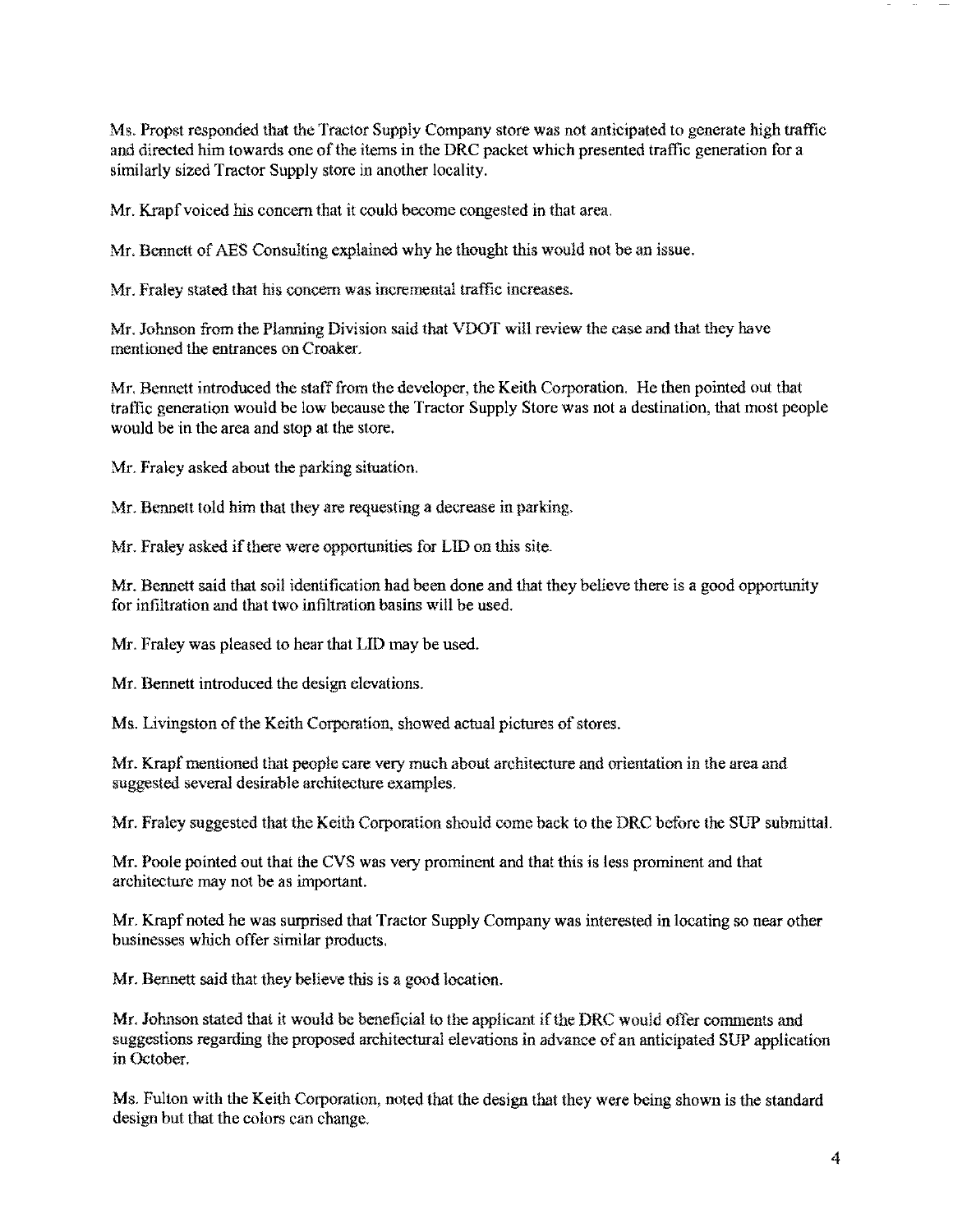Ms. Propst responded that the Tractor Supply Company store was not anticipated to generate high traffic and directed him towards one of the items in the DRC packet which presented traffic generation for a similarly sized Tractor Supply store in another locality.

Mr. Krapf voiced his concern that it could become congested in that area.

Mr. Bennett of AES Consulting explained why he thought this would not be an issue.

Mr. Fraley stated that his concern was incremental traffic increases.

Mr. Johnson from the Planning Division said that VDOT will review the case and that they have mentioned the entrances on Croaker.

Mr. Bennett introduced the staff from the developer, the Keith Corporation. He then pointed out that traffic generation would be low because the Tractor Supply Store was not a destination, that most people would be in the area and stop at the store.

Mr. Fraley asked about the parking situation.

Mr. Bennett told him that they are requesting a decrease in parking.

Mr. Fraley asked if there were opportunities for LID on this site.

Mr. Bennett said that soil identification had been done and that they believe there is a good opportunity for infiltration and that two infiltration basins will be used.

Mr. Fraley was pleased to hear that LID may be used.

Mr. Bennett introduced the design elevations.

Ms. Livingston of the Keith Corporation, showed actual pictures of stores.

Mr. Krapf mentioned that people care very much about architecture and orientation in the area and suggested several desirable architecture examples.

Mr. Fraley suggested that the Keith Corporation should come back to the DRC before the SUP submittal.

Mr. Poole pointed out that the CVS was very prominent and that this is less prominent and that architecture may not be as important.

Mr. Krapf noted he was surprised that Tractor Supply Company was interested in locating so near other businesses which offer similar products.

Mr. Bennett said that they believe this is a good location.

Mr. Johnson stated that it would be beneficial to the applicant if the DRC would offer comments and suggestions regarding the proposed architectural elevations in advance of an anticipated SUP application in October.

Ms. Fulton with the Keith Corporation, noted that the design that they were being shown is the standard design but that the colors can change.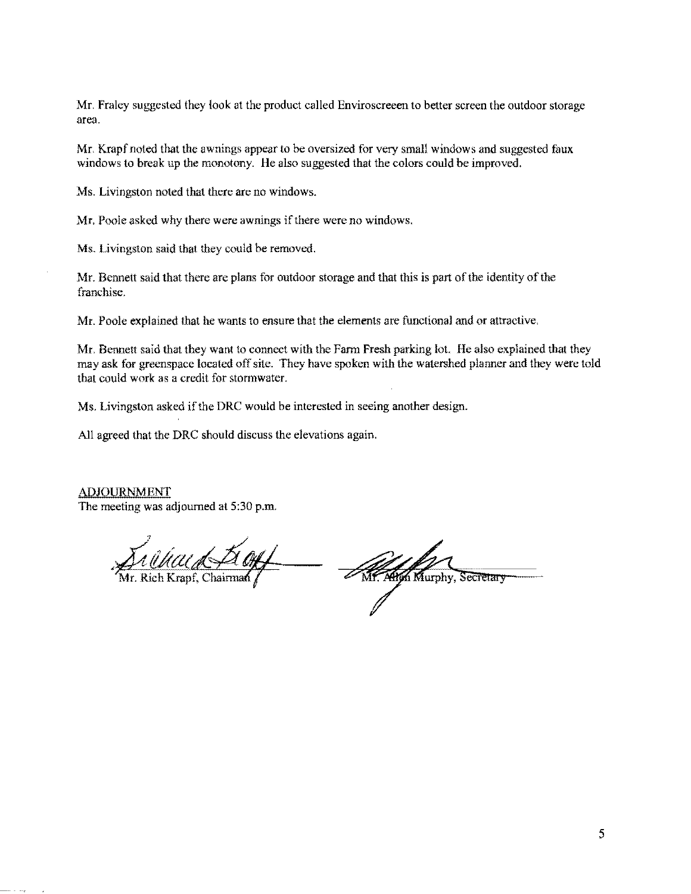Mr. Fraley suggested they look at the product called Enviroscreeen to better screen the outdoor storage area.

Mr. Krapf noted that the awnings appear to be oversized for very small windows and suggested faux windows to break up the monotony. He also suggested that the colors could be improved.

Ms. Livingston noted that there are no windows.

Mr. Poole asked why there were awnings if there were no windows.

Ms. Livingston said that they could be removed.

Mr. Bennett said that there are plans for outdoor storage and that this is part of the identity of the franchise.

Mr. Poole explained that he wants to ensure that the elements are functional and or attractive.

Mr. Bennett said that they want to connect with the Farm Fresh parking lot. He also explained that they may ask for greenspace located off site. They have spoken with the watershed planner and they were told that could work as a credit for stormwater.

Ms. Livingston asked if the DRC would be interested in seeing another design.

All agreed that the DRC should discuss the elevations again.

ADJOURNMENT

The meeting was adjourned at 5:30 p.m.

Mr. Rich Krapf, Chairman

Mr. Allen Murphy, Secretary